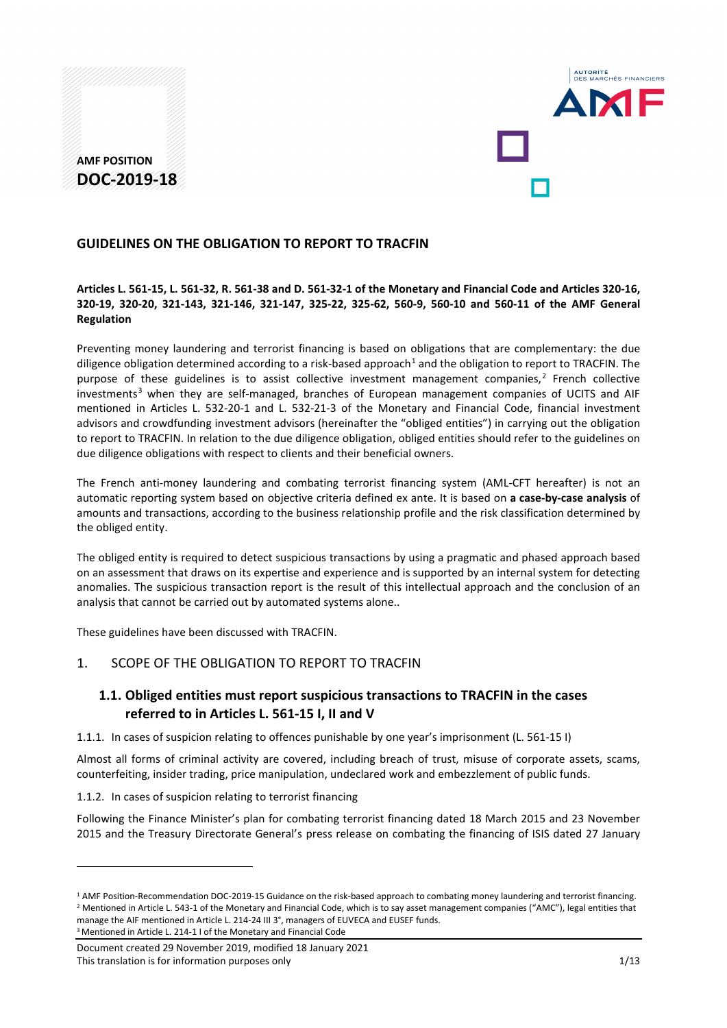AMF POSITION
**DOC-2019-18**

## GUIDELINES ON THE OBLIGATION TO REPORT TO TRACFIN

**Articles L. 561-15, L. 561-32, R. 561-38 and D. 561-32-1 of the Monetary and Financial Code and Articles 320-16, 320-19, 320-20, 321-143, 321-146, 321-147, 325-22, 325-62, 560-9, 560-10 and 560-11 of the AMF General Regulation**

Preventing money laundering and terrorist financing is based on obligations that are complementary: the due diligence obligation determined according to a risk-based approach[1] and the obligation to report to TRACFIN. The purpose of these guidelines is to assist collective investment management companies,[2] French collective investments[3] when they are self-managed, branches of European management companies of UCITS and AIF mentioned in Articles L. 532-20-1 and L. 532-21-3 of the Monetary and Financial Code, financial investment advisors and crowdfunding investment advisors (hereinafter the "obliged entities") in carrying out the obligation to report to TRACFIN. In relation to the due diligence obligation, obliged entities should refer to the guidelines on due diligence obligations with respect to clients and their beneficial owners.

The French anti-money laundering and combating terrorist financing system (AML-CFT hereafter) is not an automatic reporting system based on objective criteria defined ex ante. It is based on **a case-by-case analysis** of amounts and transactions, according to the business relationship profile and the risk classification determined by the obliged entity.

The obliged entity is required to detect suspicious transactions by using a pragmatic and phased approach based on an assessment that draws on its expertise and experience and is supported by an internal system for detecting anomalies. The suspicious transaction report is the result of this intellectual approach and the conclusion of an analysis that cannot be carried out by automated systems alone..

These guidelines have been discussed with TRACFIN.

# 1. SCOPE OF THE OBLIGATION TO REPORT TO TRACFIN

## 1.1. Obliged entities must report suspicious transactions to TRACFIN in the cases referred to in Articles L. 561-15 I, II and V

### 1.1.1. In cases of suspicion relating to offences punishable by one year's imprisonment (L. 561-15 I)

Almost all forms of criminal activity are covered, including breach of trust, misuse of corporate assets, scams, counterfeiting, insider trading, price manipulation, undeclared work and embezzlement of public funds.

### 1.1.2. In cases of suspicion relating to terrorist financing

Following the Finance Minister's plan for combating terrorist financing dated 18 March 2015 and 23 November 2015 and the Treasury Directorate General's press release on combating the financing of ISIS dated 27 January

---

[1] AMF Position-Recommendation DOC-2019-15 Guidance on the risk-based approach to combating money laundering and terrorist financing.

[2] Mentioned in Article L. 543-1 of the Monetary and Financial Code, which is to say asset management companies ("AMC"), legal entities that manage the AIF mentioned in Article L. 214-24 III 3°, managers of EUVECA and EUSEF funds.

[3] Mentioned in Article L. 214-1 I of the Monetary and Financial Code

Document created 29 November 2019, modified 18 January 2021
This translation is for information purposes only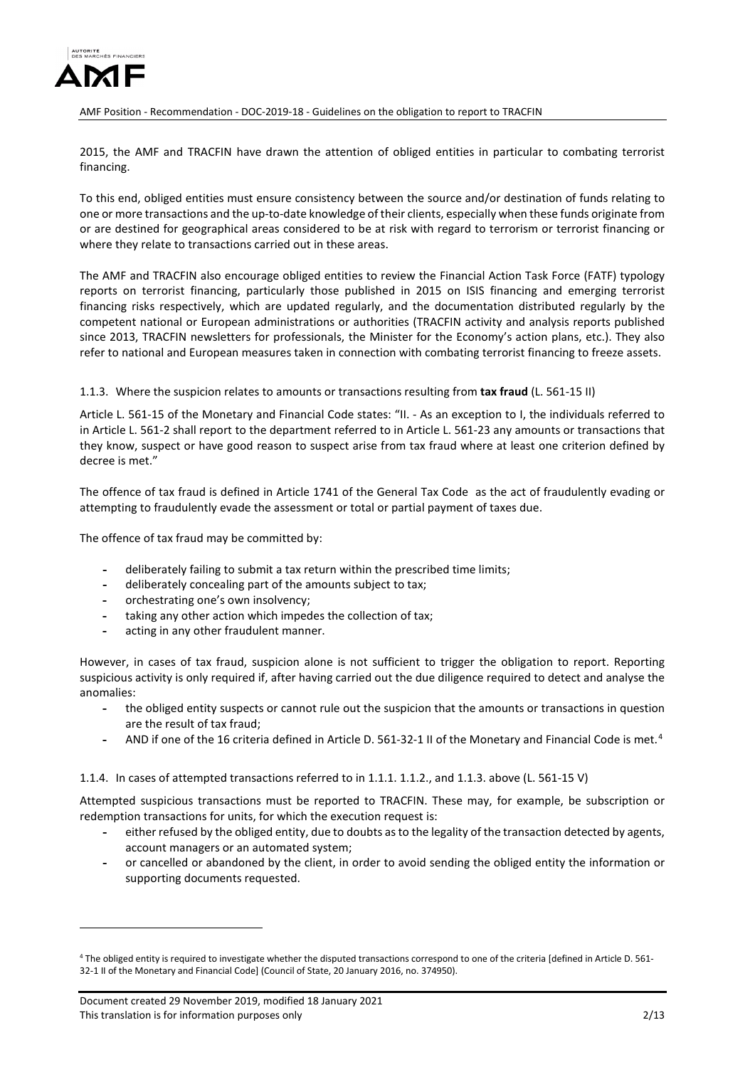2015, the AMF and TRACFIN have drawn the attention of obliged entities in particular to combating terrorist financing.

To this end, obliged entities must ensure consistency between the source and/or destination of funds relating to one or more transactions and the up-to-date knowledge of their clients, especially when these funds originate from or are destined for geographical areas considered to be at risk with regard to terrorism or terrorist financing or where they relate to transactions carried out in these areas.

The AMF and TRACFIN also encourage obliged entities to review the Financial Action Task Force (FATF) typology reports on terrorist financing, particularly those published in 2015 on ISIS financing and emerging terrorist financing risks respectively, which are updated regularly, and the documentation distributed regularly by the competent national or European administrations or authorities (TRACFIN activity and analysis reports published since 2013, TRACFIN newsletters for professionals, the Minister for the Economy's action plans, etc.). They also refer to national and European measures taken in connection with combating terrorist financing to freeze assets.

### 1.1.3. Where the suspicion relates to amounts or transactions resulting from **tax fraud** (L. 561-15 II)

Article L. 561-15 of the Monetary and Financial Code states: "II. - As an exception to I, the individuals referred to in Article L. 561-2 shall report to the department referred to in Article L. 561-23 any amounts or transactions that they know, suspect or have good reason to suspect arise from tax fraud where at least one criterion defined by decree is met."

The offence of tax fraud is defined in Article 1741 of the General Tax Code as the act of fraudulently evading or attempting to fraudulently evade the assessment or total or partial payment of taxes due.

The offence of tax fraud may be committed by:

- deliberately failing to submit a tax return within the prescribed time limits;
- deliberately concealing part of the amounts subject to tax;
- orchestrating one's own insolvency;
- taking any other action which impedes the collection of tax;
- acting in any other fraudulent manner.

However, in cases of tax fraud, suspicion alone is not sufficient to trigger the obligation to report. Reporting suspicious activity is only required if, after having carried out the due diligence required to detect and analyse the anomalies:

- the obliged entity suspects or cannot rule out the suspicion that the amounts or transactions in question are the result of tax fraud;
- AND if one of the 16 criteria defined in Article D. 561-32-1 II of the Monetary and Financial Code is met.[4]

### 1.1.4. In cases of attempted transactions referred to in 1.1.1. 1.1.2., and 1.1.3. above (L. 561-15 V)

Attempted suspicious transactions must be reported to TRACFIN. These may, for example, be subscription or redemption transactions for units, for which the execution request is:

- either refused by the obliged entity, due to doubts as to the legality of the transaction detected by agents, account managers or an automated system;
- or cancelled or abandoned by the client, in order to avoid sending the obliged entity the information or supporting documents requested.

---

[4] The obliged entity is required to investigate whether the disputed transactions correspond to one of the criteria [defined in Article D. 561-32-1 II of the Monetary and Financial Code] (Council of State, 20 January 2016, no. 374950).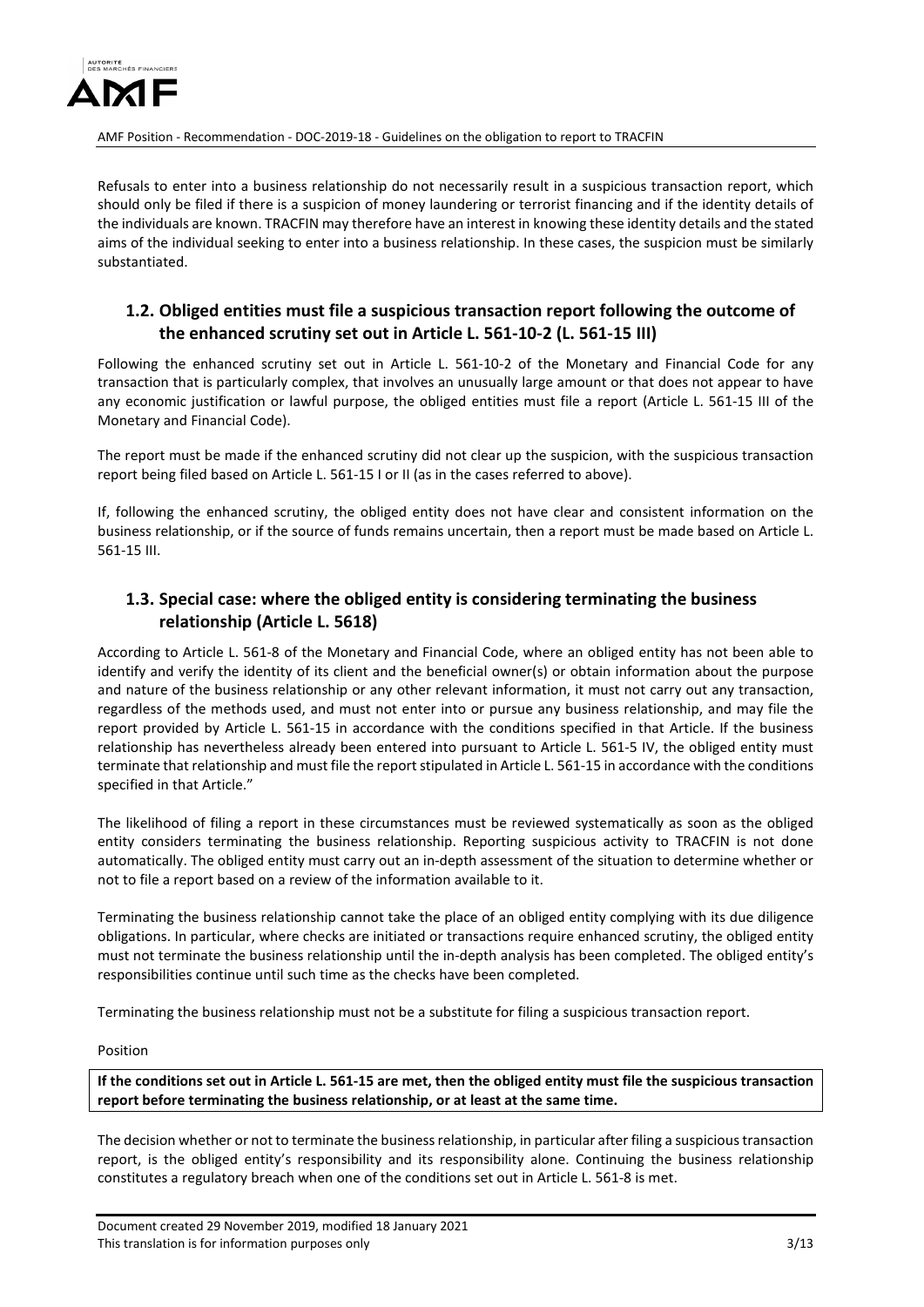Refusals to enter into a business relationship do not necessarily result in a suspicious transaction report, which should only be filed if there is a suspicion of money laundering or terrorist financing and if the identity details of the individuals are known. TRACFIN may therefore have an interest in knowing these identity details and the stated aims of the individual seeking to enter into a business relationship. In these cases, the suspicion must be similarly substantiated.

## 1.2. Obliged entities must file a suspicious transaction report following the outcome of the enhanced scrutiny set out in Article L. 561-10-2 (L. 561-15 III)

Following the enhanced scrutiny set out in Article L. 561-10-2 of the Monetary and Financial Code for any transaction that is particularly complex, that involves an unusually large amount or that does not appear to have any economic justification or lawful purpose, the obliged entities must file a report (Article L. 561-15 III of the Monetary and Financial Code).

The report must be made if the enhanced scrutiny did not clear up the suspicion, with the suspicious transaction report being filed based on Article L. 561-15 I or II (as in the cases referred to above).

If, following the enhanced scrutiny, the obliged entity does not have clear and consistent information on the business relationship, or if the source of funds remains uncertain, then a report must be made based on Article L. 561-15 III.

## 1.3. Special case: where the obliged entity is considering terminating the business relationship (Article L. 5618)

According to Article L. 561-8 of the Monetary and Financial Code, where an obliged entity has not been able to identify and verify the identity of its client and the beneficial owner(s) or obtain information about the purpose and nature of the business relationship or any other relevant information, it must not carry out any transaction, regardless of the methods used, and must not enter into or pursue any business relationship, and may file the report provided by Article L. 561-15 in accordance with the conditions specified in that Article. If the business relationship has nevertheless already been entered into pursuant to Article L. 561-5 IV, the obliged entity must terminate that relationship and must file the report stipulated in Article L. 561-15 in accordance with the conditions specified in that Article."

The likelihood of filing a report in these circumstances must be reviewed systematically as soon as the obliged entity considers terminating the business relationship. Reporting suspicious activity to TRACFIN is not done automatically. The obliged entity must carry out an in-depth assessment of the situation to determine whether or not to file a report based on a review of the information available to it.

Terminating the business relationship cannot take the place of an obliged entity complying with its due diligence obligations. In particular, where checks are initiated or transactions require enhanced scrutiny, the obliged entity must not terminate the business relationship until the in-depth analysis has been completed. The obliged entity's responsibilities continue until such time as the checks have been completed.

Terminating the business relationship must not be a substitute for filing a suspicious transaction report.

Position

**If the conditions set out in Article L. 561-15 are met, then the obliged entity must file the suspicious transaction report before terminating the business relationship, or at least at the same time.**

The decision whether or not to terminate the business relationship, in particular after filing a suspicious transaction report, is the obliged entity's responsibility and its responsibility alone. Continuing the business relationship constitutes a regulatory breach when one of the conditions set out in Article L. 561-8 is met.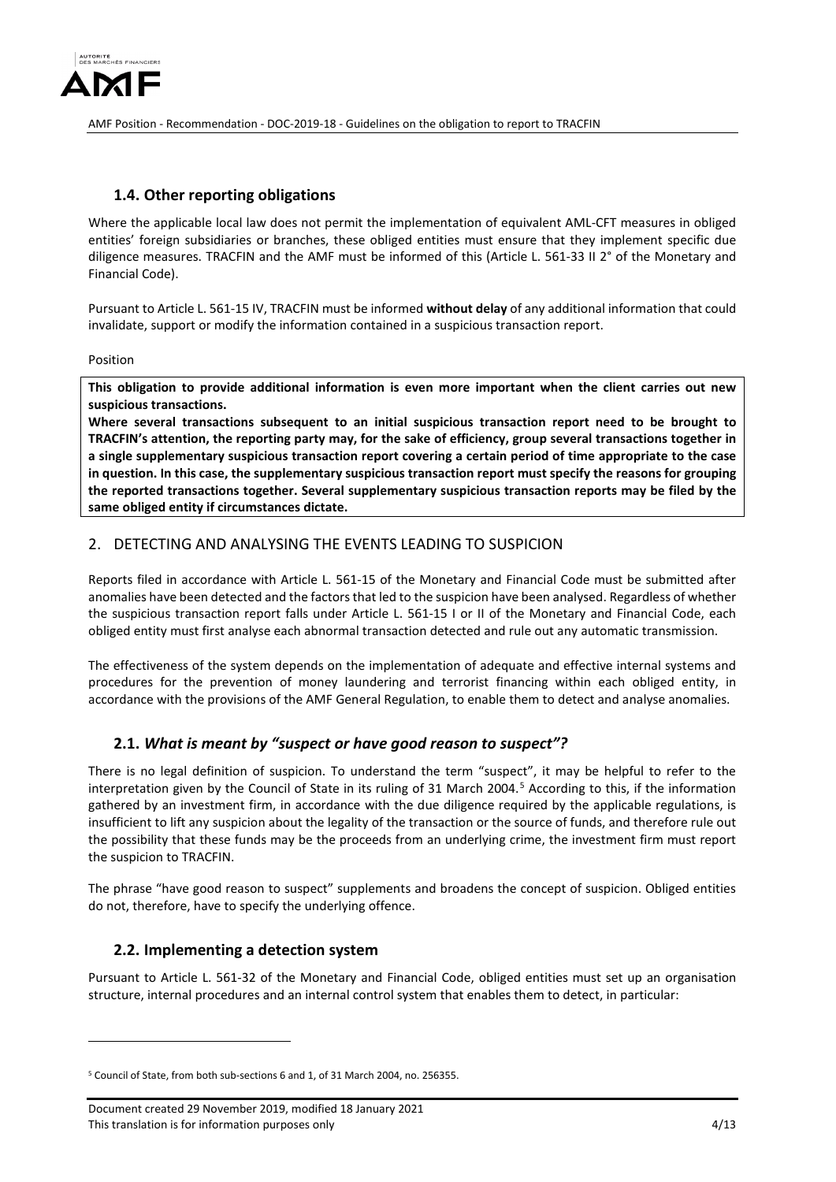### 1.4. Other reporting obligations

Where the applicable local law does not permit the implementation of equivalent AML-CFT measures in obliged entities' foreign subsidiaries or branches, these obliged entities must ensure that they implement specific due diligence measures. TRACFIN and the AMF must be informed of this (Article L. 561-33 II 2° of the Monetary and Financial Code).

Pursuant to Article L. 561-15 IV, TRACFIN must be informed **without delay** of any additional information that could invalidate, support or modify the information contained in a suspicious transaction report.

Position

**This obligation to provide additional information is even more important when the client carries out new suspicious transactions.**

**Where several transactions subsequent to an initial suspicious transaction report need to be brought to TRACFIN's attention, the reporting party may, for the sake of efficiency, group several transactions together in a single supplementary suspicious transaction report covering a certain period of time appropriate to the case in question. In this case, the supplementary suspicious transaction report must specify the reasons for grouping the reported transactions together. Several supplementary suspicious transaction reports may be filed by the same obliged entity if circumstances dictate.**

## 2. DETECTING AND ANALYSING THE EVENTS LEADING TO SUSPICION

Reports filed in accordance with Article L. 561-15 of the Monetary and Financial Code must be submitted after anomalies have been detected and the factors that led to the suspicion have been analysed. Regardless of whether the suspicious transaction report falls under Article L. 561-15 I or II of the Monetary and Financial Code, each obliged entity must first analyse each abnormal transaction detected and rule out any automatic transmission.

The effectiveness of the system depends on the implementation of adequate and effective internal systems and procedures for the prevention of money laundering and terrorist financing within each obliged entity, in accordance with the provisions of the AMF General Regulation, to enable them to detect and analyse anomalies.

### 2.1. *What is meant by "suspect or have good reason to suspect"?*

There is no legal definition of suspicion. To understand the term "suspect", it may be helpful to refer to the interpretation given by the Council of State in its ruling of 31 March 2004.[5] According to this, if the information gathered by an investment firm, in accordance with the due diligence required by the applicable regulations, is insufficient to lift any suspicion about the legality of the transaction or the source of funds, and therefore rule out the possibility that these funds may be the proceeds from an underlying crime, the investment firm must report the suspicion to TRACFIN.

The phrase "have good reason to suspect" supplements and broadens the concept of suspicion. Obliged entities do not, therefore, have to specify the underlying offence.

### 2.2. Implementing a detection system

Pursuant to Article L. 561-32 of the Monetary and Financial Code, obliged entities must set up an organisation structure, internal procedures and an internal control system that enables them to detect, in particular:

[5] Council of State, from both sub-sections 6 and 1, of 31 March 2004, no. 256355.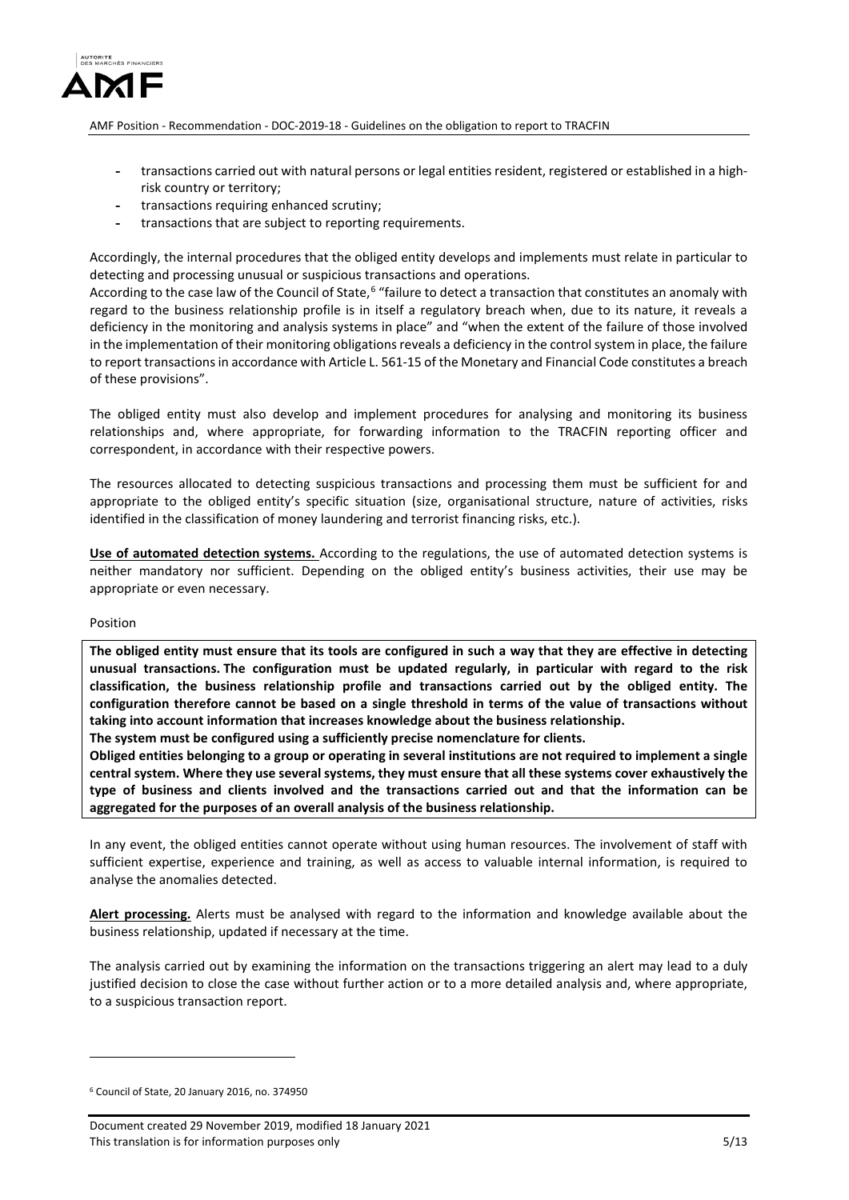- transactions carried out with natural persons or legal entities resident, registered or established in a high-risk country or territory;
- transactions requiring enhanced scrutiny;
- transactions that are subject to reporting requirements.

Accordingly, the internal procedures that the obliged entity develops and implements must relate in particular to detecting and processing unusual or suspicious transactions and operations.

According to the case law of the Council of State,[6] "failure to detect a transaction that constitutes an anomaly with regard to the business relationship profile is in itself a regulatory breach when, due to its nature, it reveals a deficiency in the monitoring and analysis systems in place" and "when the extent of the failure of those involved in the implementation of their monitoring obligations reveals a deficiency in the control system in place, the failure to report transactions in accordance with Article L. 561-15 of the Monetary and Financial Code constitutes a breach of these provisions".

The obliged entity must also develop and implement procedures for analysing and monitoring its business relationships and, where appropriate, for forwarding information to the TRACFIN reporting officer and correspondent, in accordance with their respective powers.

The resources allocated to detecting suspicious transactions and processing them must be sufficient for and appropriate to the obliged entity's specific situation (size, organisational structure, nature of activities, risks identified in the classification of money laundering and terrorist financing risks, etc.).

**Use of automated detection systems.** According to the regulations, the use of automated detection systems is neither mandatory nor sufficient. Depending on the obliged entity's business activities, their use may be appropriate or even necessary.

Position

**The obliged entity must ensure that its tools are configured in such a way that they are effective in detecting unusual transactions. The configuration must be updated regularly, in particular with regard to the risk classification, the business relationship profile and transactions carried out by the obliged entity. The configuration therefore cannot be based on a single threshold in terms of the value of transactions without taking into account information that increases knowledge about the business relationship.**

**The system must be configured using a sufficiently precise nomenclature for clients.**

**Obliged entities belonging to a group or operating in several institutions are not required to implement a single central system. Where they use several systems, they must ensure that all these systems cover exhaustively the type of business and clients involved and the transactions carried out and that the information can be aggregated for the purposes of an overall analysis of the business relationship.**

In any event, the obliged entities cannot operate without using human resources. The involvement of staff with sufficient expertise, experience and training, as well as access to valuable internal information, is required to analyse the anomalies detected.

**Alert processing.** Alerts must be analysed with regard to the information and knowledge available about the business relationship, updated if necessary at the time.

The analysis carried out by examining the information on the transactions triggering an alert may lead to a duly justified decision to close the case without further action or to a more detailed analysis and, where appropriate, to a suspicious transaction report.

[6] Council of State, 20 January 2016, no. 374950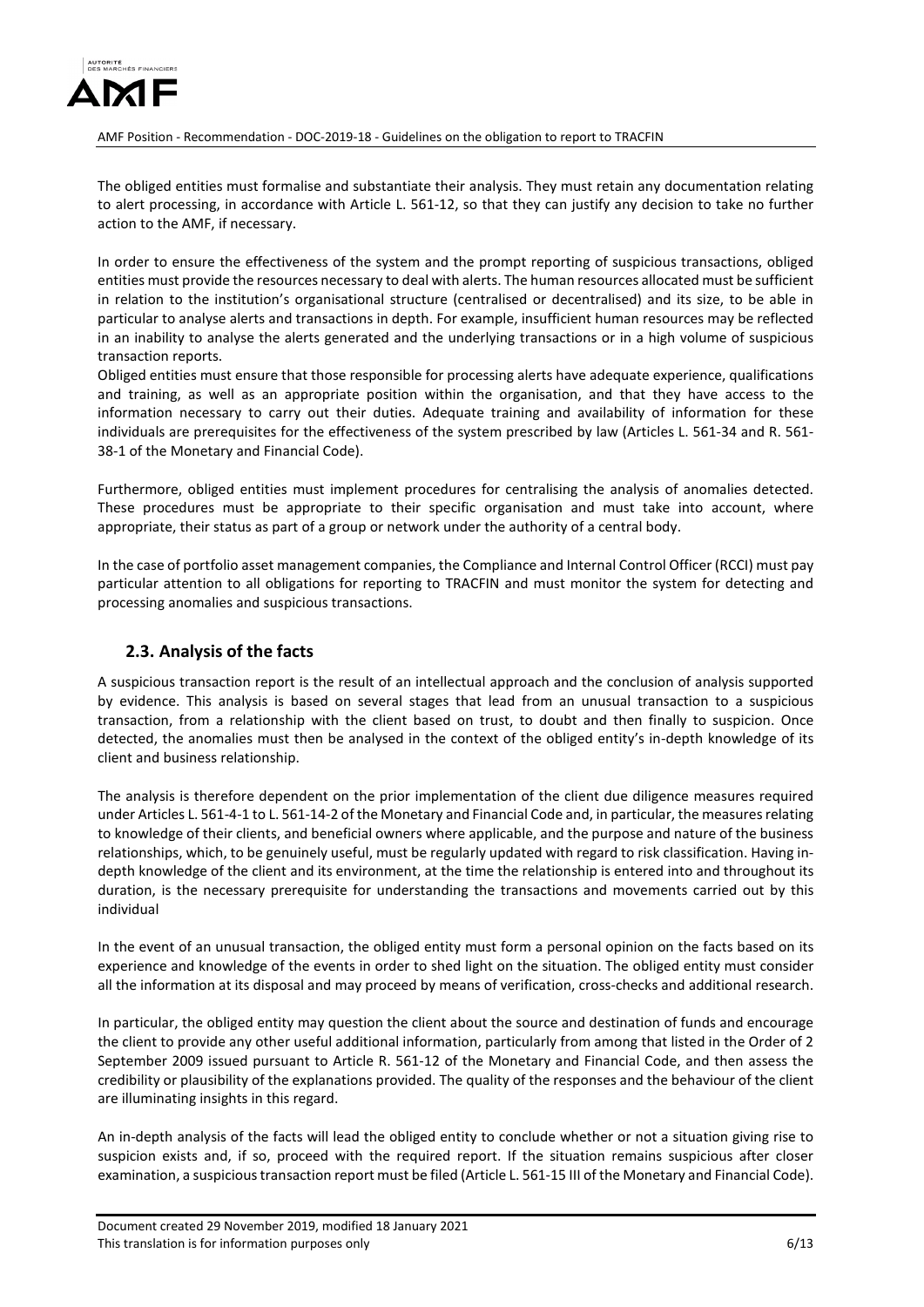The obliged entities must formalise and substantiate their analysis. They must retain any documentation relating to alert processing, in accordance with Article L. 561-12, so that they can justify any decision to take no further action to the AMF, if necessary.

In order to ensure the effectiveness of the system and the prompt reporting of suspicious transactions, obliged entities must provide the resources necessary to deal with alerts. The human resources allocated must be sufficient in relation to the institution's organisational structure (centralised or decentralised) and its size, to be able in particular to analyse alerts and transactions in depth. For example, insufficient human resources may be reflected in an inability to analyse the alerts generated and the underlying transactions or in a high volume of suspicious transaction reports.

Obliged entities must ensure that those responsible for processing alerts have adequate experience, qualifications and training, as well as an appropriate position within the organisation, and that they have access to the information necessary to carry out their duties. Adequate training and availability of information for these individuals are prerequisites for the effectiveness of the system prescribed by law (Articles L. 561-34 and R. 561-38-1 of the Monetary and Financial Code).

Furthermore, obliged entities must implement procedures for centralising the analysis of anomalies detected. These procedures must be appropriate to their specific organisation and must take into account, where appropriate, their status as part of a group or network under the authority of a central body.

In the case of portfolio asset management companies, the Compliance and Internal Control Officer (RCCI) must pay particular attention to all obligations for reporting to TRACFIN and must monitor the system for detecting and processing anomalies and suspicious transactions.

## 2.3. Analysis of the facts

A suspicious transaction report is the result of an intellectual approach and the conclusion of analysis supported by evidence. This analysis is based on several stages that lead from an unusual transaction to a suspicious transaction, from a relationship with the client based on trust, to doubt and then finally to suspicion. Once detected, the anomalies must then be analysed in the context of the obliged entity's in-depth knowledge of its client and business relationship.

The analysis is therefore dependent on the prior implementation of the client due diligence measures required under Articles L. 561-4-1 to L. 561-14-2 of the Monetary and Financial Code and, in particular, the measures relating to knowledge of their clients, and beneficial owners where applicable, and the purpose and nature of the business relationships, which, to be genuinely useful, must be regularly updated with regard to risk classification. Having in-depth knowledge of the client and its environment, at the time the relationship is entered into and throughout its duration, is the necessary prerequisite for understanding the transactions and movements carried out by this individual

In the event of an unusual transaction, the obliged entity must form a personal opinion on the facts based on its experience and knowledge of the events in order to shed light on the situation. The obliged entity must consider all the information at its disposal and may proceed by means of verification, cross-checks and additional research.

In particular, the obliged entity may question the client about the source and destination of funds and encourage the client to provide any other useful additional information, particularly from among that listed in the Order of 2 September 2009 issued pursuant to Article R. 561-12 of the Monetary and Financial Code, and then assess the credibility or plausibility of the explanations provided. The quality of the responses and the behaviour of the client are illuminating insights in this regard.

An in-depth analysis of the facts will lead the obliged entity to conclude whether or not a situation giving rise to suspicion exists and, if so, proceed with the required report. If the situation remains suspicious after closer examination, a suspicious transaction report must be filed (Article L. 561-15 III of the Monetary and Financial Code).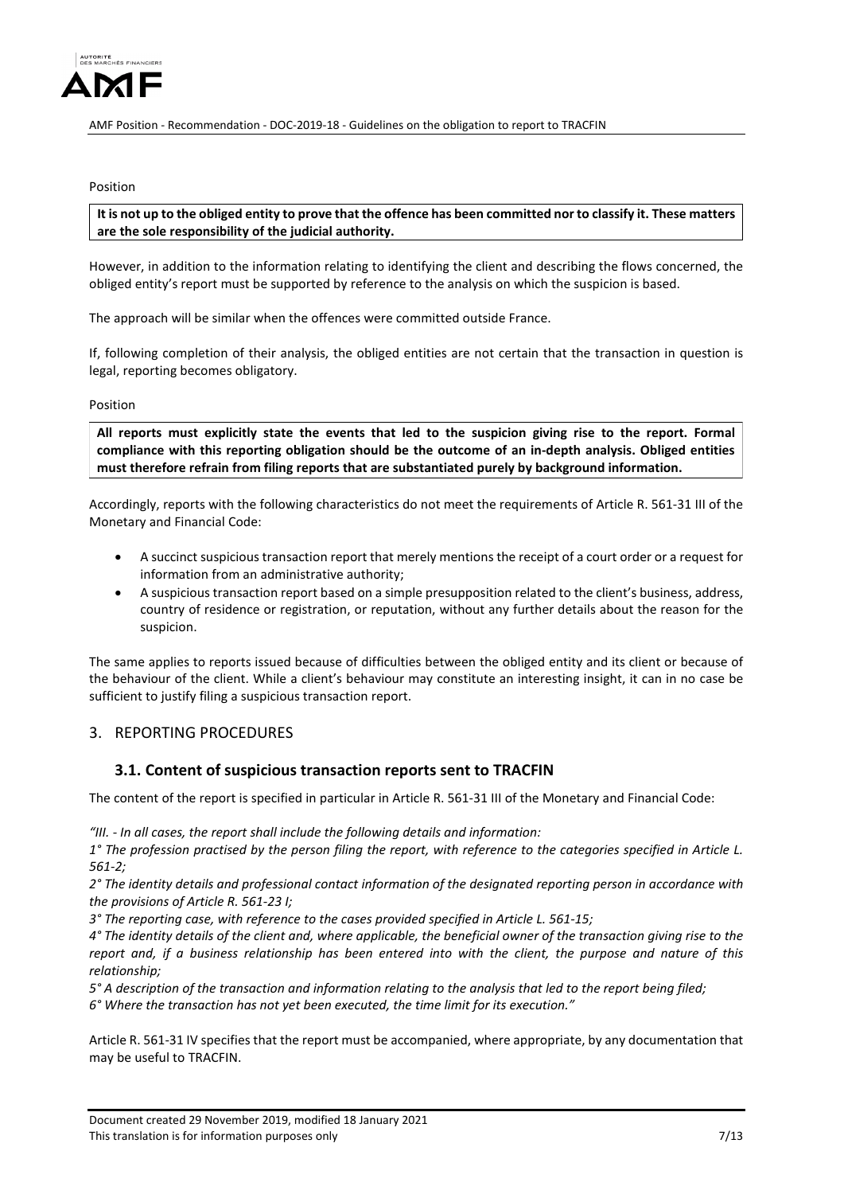Position

**It is not up to the obliged entity to prove that the offence has been committed nor to classify it. These matters are the sole responsibility of the judicial authority.**

However, in addition to the information relating to identifying the client and describing the flows concerned, the obliged entity's report must be supported by reference to the analysis on which the suspicion is based.

The approach will be similar when the offences were committed outside France.

If, following completion of their analysis, the obliged entities are not certain that the transaction in question is legal, reporting becomes obligatory.

Position

**All reports must explicitly state the events that led to the suspicion giving rise to the report. Formal compliance with this reporting obligation should be the outcome of an in-depth analysis. Obliged entities must therefore refrain from filing reports that are substantiated purely by background information.**

Accordingly, reports with the following characteristics do not meet the requirements of Article R. 561-31 III of the Monetary and Financial Code:

- A succinct suspicious transaction report that merely mentions the receipt of a court order or a request for information from an administrative authority;
- A suspicious transaction report based on a simple presupposition related to the client's business, address, country of residence or registration, or reputation, without any further details about the reason for the suspicion.

The same applies to reports issued because of difficulties between the obliged entity and its client or because of the behaviour of the client. While a client's behaviour may constitute an interesting insight, it can in no case be sufficient to justify filing a suspicious transaction report.

## 3. REPORTING PROCEDURES

### 3.1. Content of suspicious transaction reports sent to TRACFIN

The content of the report is specified in particular in Article R. 561-31 III of the Monetary and Financial Code:

*"III. - In all cases, the report shall include the following details and information:*
*1° The profession practised by the person filing the report, with reference to the categories specified in Article L. 561-2;*
*2° The identity details and professional contact information of the designated reporting person in accordance with the provisions of Article R. 561-23 I;*
*3° The reporting case, with reference to the cases provided specified in Article L. 561-15;*
*4° The identity details of the client and, where applicable, the beneficial owner of the transaction giving rise to the report and, if a business relationship has been entered into with the client, the purpose and nature of this relationship;*
*5° A description of the transaction and information relating to the analysis that led to the report being filed;*
*6° Where the transaction has not yet been executed, the time limit for its execution."*

Article R. 561-31 IV specifies that the report must be accompanied, where appropriate, by any documentation that may be useful to TRACFIN.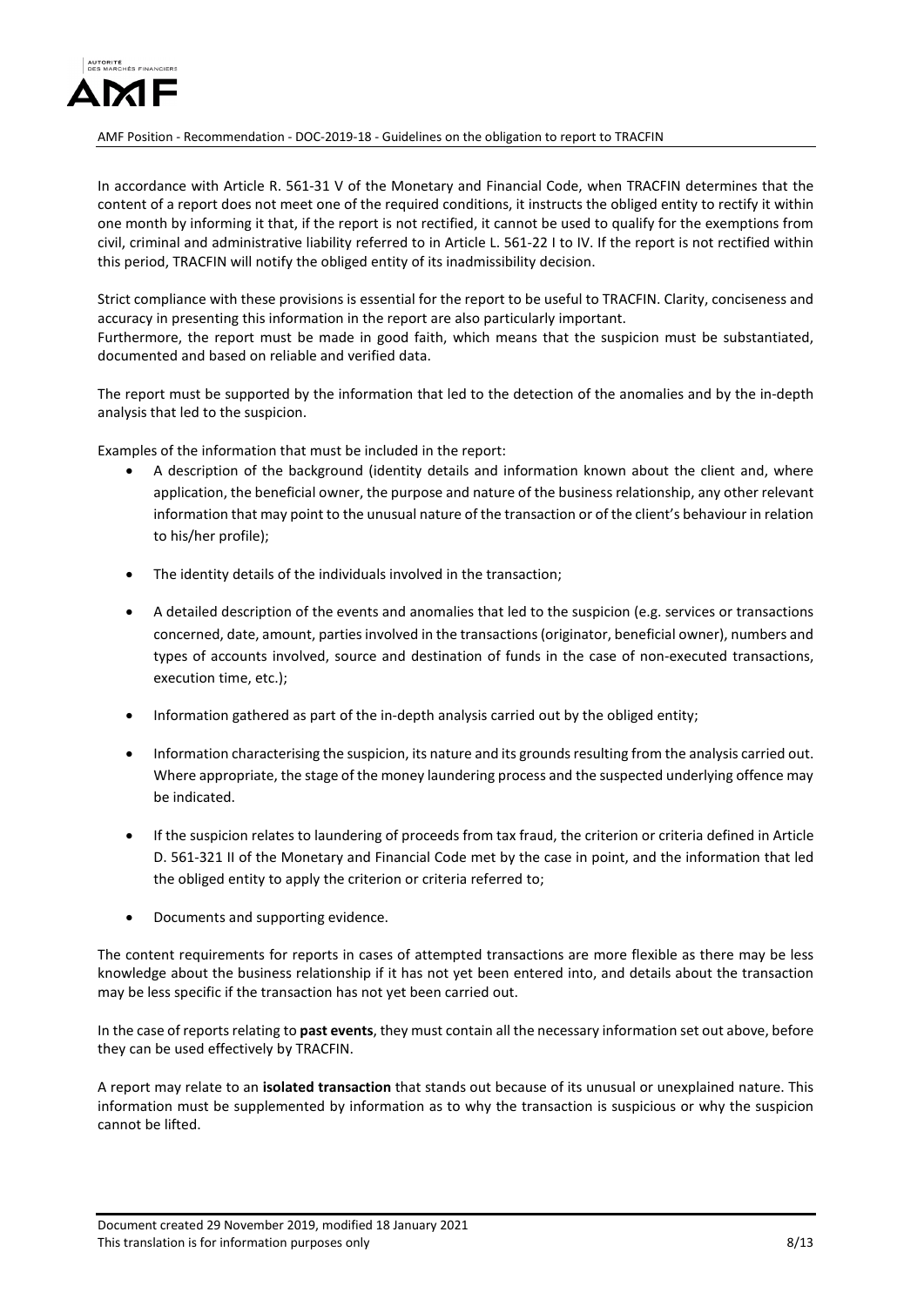In accordance with Article R. 561-31 V of the Monetary and Financial Code, when TRACFIN determines that the content of a report does not meet one of the required conditions, it instructs the obliged entity to rectify it within one month by informing it that, if the report is not rectified, it cannot be used to qualify for the exemptions from civil, criminal and administrative liability referred to in Article L. 561-22 I to IV. If the report is not rectified within this period, TRACFIN will notify the obliged entity of its inadmissibility decision.

Strict compliance with these provisions is essential for the report to be useful to TRACFIN. Clarity, conciseness and accuracy in presenting this information in the report are also particularly important.
Furthermore, the report must be made in good faith, which means that the suspicion must be substantiated, documented and based on reliable and verified data.

The report must be supported by the information that led to the detection of the anomalies and by the in-depth analysis that led to the suspicion.

Examples of the information that must be included in the report:

- A description of the background (identity details and information known about the client and, where application, the beneficial owner, the purpose and nature of the business relationship, any other relevant information that may point to the unusual nature of the transaction or of the client's behaviour in relation to his/her profile);
- The identity details of the individuals involved in the transaction;
- A detailed description of the events and anomalies that led to the suspicion (e.g. services or transactions concerned, date, amount, parties involved in the transactions (originator, beneficial owner), numbers and types of accounts involved, source and destination of funds in the case of non-executed transactions, execution time, etc.);
- Information gathered as part of the in-depth analysis carried out by the obliged entity;
- Information characterising the suspicion, its nature and its grounds resulting from the analysis carried out. Where appropriate, the stage of the money laundering process and the suspected underlying offence may be indicated.
- If the suspicion relates to laundering of proceeds from tax fraud, the criterion or criteria defined in Article D. 561-321 II of the Monetary and Financial Code met by the case in point, and the information that led the obliged entity to apply the criterion or criteria referred to;
- Documents and supporting evidence.

The content requirements for reports in cases of attempted transactions are more flexible as there may be less knowledge about the business relationship if it has not yet been entered into, and details about the transaction may be less specific if the transaction has not yet been carried out.

In the case of reports relating to **past events**, they must contain all the necessary information set out above, before they can be used effectively by TRACFIN.

A report may relate to an **isolated transaction** that stands out because of its unusual or unexplained nature. This information must be supplemented by information as to why the transaction is suspicious or why the suspicion cannot be lifted.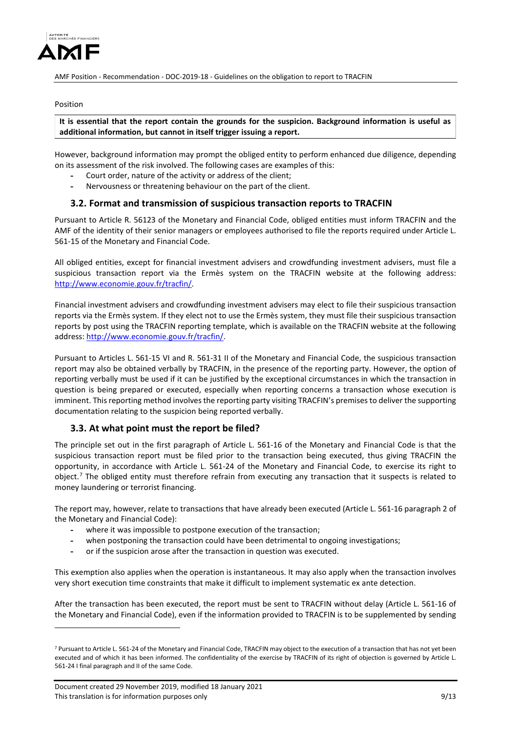Position

**It is essential that the report contain the grounds for the suspicion. Background information is useful as additional information, but cannot in itself trigger issuing a report.**

However, background information may prompt the obliged entity to perform enhanced due diligence, depending on its assessment of the risk involved. The following cases are examples of this:

- Court order, nature of the activity or address of the client;
- Nervousness or threatening behaviour on the part of the client.

### 3.2. Format and transmission of suspicious transaction reports to TRACFIN

Pursuant to Article R. 56123 of the Monetary and Financial Code, obliged entities must inform TRACFIN and the AMF of the identity of their senior managers or employees authorised to file the reports required under Article L. 561-15 of the Monetary and Financial Code.

All obliged entities, except for financial investment advisers and crowdfunding investment advisers, must file a suspicious transaction report via the Ermès system on the TRACFIN website at the following address: http://www.economie.gouv.fr/tracfin/.

Financial investment advisers and crowdfunding investment advisers may elect to file their suspicious transaction reports via the Ermès system. If they elect not to use the Ermès system, they must file their suspicious transaction reports by post using the TRACFIN reporting template, which is available on the TRACFIN website at the following address: http://www.economie.gouv.fr/tracfin/.

Pursuant to Articles L. 561-15 VI and R. 561-31 II of the Monetary and Financial Code, the suspicious transaction report may also be obtained verbally by TRACFIN, in the presence of the reporting party. However, the option of reporting verbally must be used if it can be justified by the exceptional circumstances in which the transaction in question is being prepared or executed, especially when reporting concerns a transaction whose execution is imminent. This reporting method involves the reporting party visiting TRACFIN's premises to deliver the supporting documentation relating to the suspicion being reported verbally.

### 3.3. At what point must the report be filed?

The principle set out in the first paragraph of Article L. 561-16 of the Monetary and Financial Code is that the suspicious transaction report must be filed prior to the transaction being executed, thus giving TRACFIN the opportunity, in accordance with Article L. 561-24 of the Monetary and Financial Code, to exercise its right to object.[7] The obliged entity must therefore refrain from executing any transaction that it suspects is related to money laundering or terrorist financing.

The report may, however, relate to transactions that have already been executed (Article L. 561-16 paragraph 2 of the Monetary and Financial Code):

- where it was impossible to postpone execution of the transaction;
- when postponing the transaction could have been detrimental to ongoing investigations;
- or if the suspicion arose after the transaction in question was executed.

This exemption also applies when the operation is instantaneous. It may also apply when the transaction involves very short execution time constraints that make it difficult to implement systematic ex ante detection.

After the transaction has been executed, the report must be sent to TRACFIN without delay (Article L. 561-16 of the Monetary and Financial Code), even if the information provided to TRACFIN is to be supplemented by sending

---

[7] Pursuant to Article L. 561-24 of the Monetary and Financial Code, TRACFIN may object to the execution of a transaction that has not yet been executed and of which it has been informed. The confidentiality of the exercise by TRACFIN of its right of objection is governed by Article L. 561-24 I final paragraph and II of the same Code.

Document created 29 November 2019, modified 18 January 2021
This translation is for information purposes only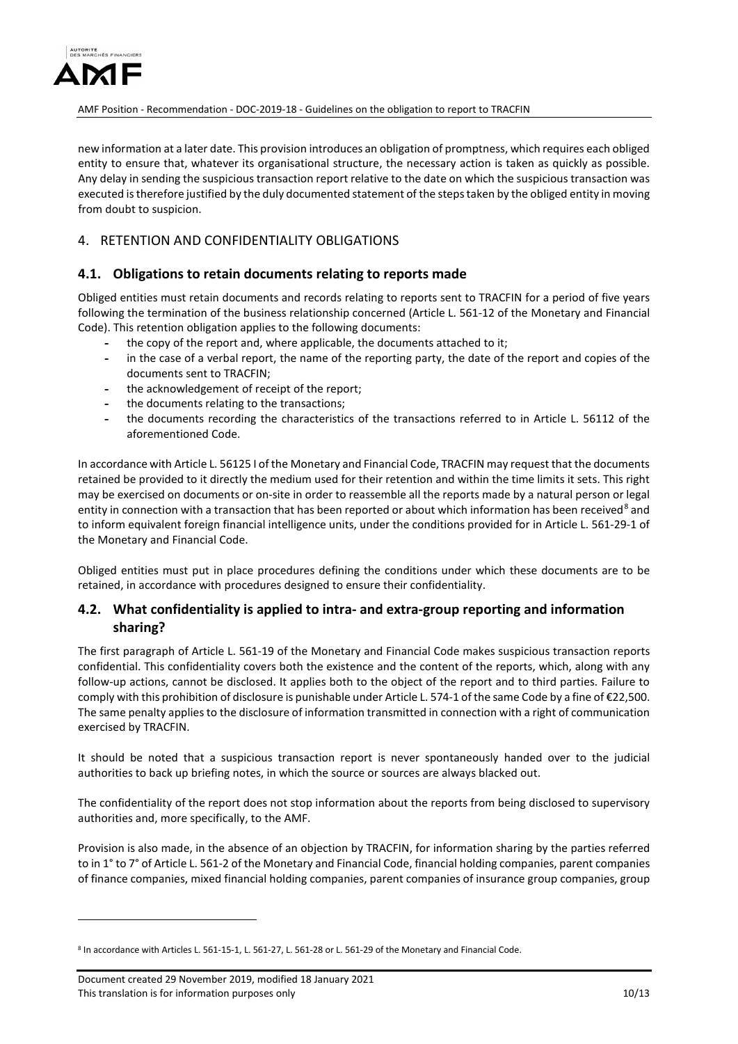new information at a later date. This provision introduces an obligation of promptness, which requires each obliged entity to ensure that, whatever its organisational structure, the necessary action is taken as quickly as possible. Any delay in sending the suspicious transaction report relative to the date on which the suspicious transaction was executed is therefore justified by the duly documented statement of the steps taken by the obliged entity in moving from doubt to suspicion.

## 4. RETENTION AND CONFIDENTIALITY OBLIGATIONS

### 4.1. Obligations to retain documents relating to reports made

Obliged entities must retain documents and records relating to reports sent to TRACFIN for a period of five years following the termination of the business relationship concerned (Article L. 561-12 of the Monetary and Financial Code). This retention obligation applies to the following documents:

- the copy of the report and, where applicable, the documents attached to it;
- in the case of a verbal report, the name of the reporting party, the date of the report and copies of the documents sent to TRACFIN;
- the acknowledgement of receipt of the report;
- the documents relating to the transactions;
- the documents recording the characteristics of the transactions referred to in Article L. 56112 of the aforementioned Code.

In accordance with Article L. 56125 I of the Monetary and Financial Code, TRACFIN may request that the documents retained be provided to it directly the medium used for their retention and within the time limits it sets. This right may be exercised on documents or on-site in order to reassemble all the reports made by a natural person or legal entity in connection with a transaction that has been reported or about which information has been received[8] and to inform equivalent foreign financial intelligence units, under the conditions provided for in Article L. 561-29-1 of the Monetary and Financial Code.

Obliged entities must put in place procedures defining the conditions under which these documents are to be retained, in accordance with procedures designed to ensure their confidentiality.

### 4.2. What confidentiality is applied to intra- and extra-group reporting and information sharing?

The first paragraph of Article L. 561-19 of the Monetary and Financial Code makes suspicious transaction reports confidential. This confidentiality covers both the existence and the content of the reports, which, along with any follow-up actions, cannot be disclosed. It applies both to the object of the report and to third parties. Failure to comply with this prohibition of disclosure is punishable under Article L. 574-1 of the same Code by a fine of €22,500. The same penalty applies to the disclosure of information transmitted in connection with a right of communication exercised by TRACFIN.

It should be noted that a suspicious transaction report is never spontaneously handed over to the judicial authorities to back up briefing notes, in which the source or sources are always blacked out.

The confidentiality of the report does not stop information about the reports from being disclosed to supervisory authorities and, more specifically, to the AMF.

Provision is also made, in the absence of an objection by TRACFIN, for information sharing by the parties referred to in 1° to 7° of Article L. 561-2 of the Monetary and Financial Code, financial holding companies, parent companies of finance companies, mixed financial holding companies, parent companies of insurance group companies, group

[8] In accordance with Articles L. 561-15-1, L. 561-27, L. 561-28 or L. 561-29 of the Monetary and Financial Code.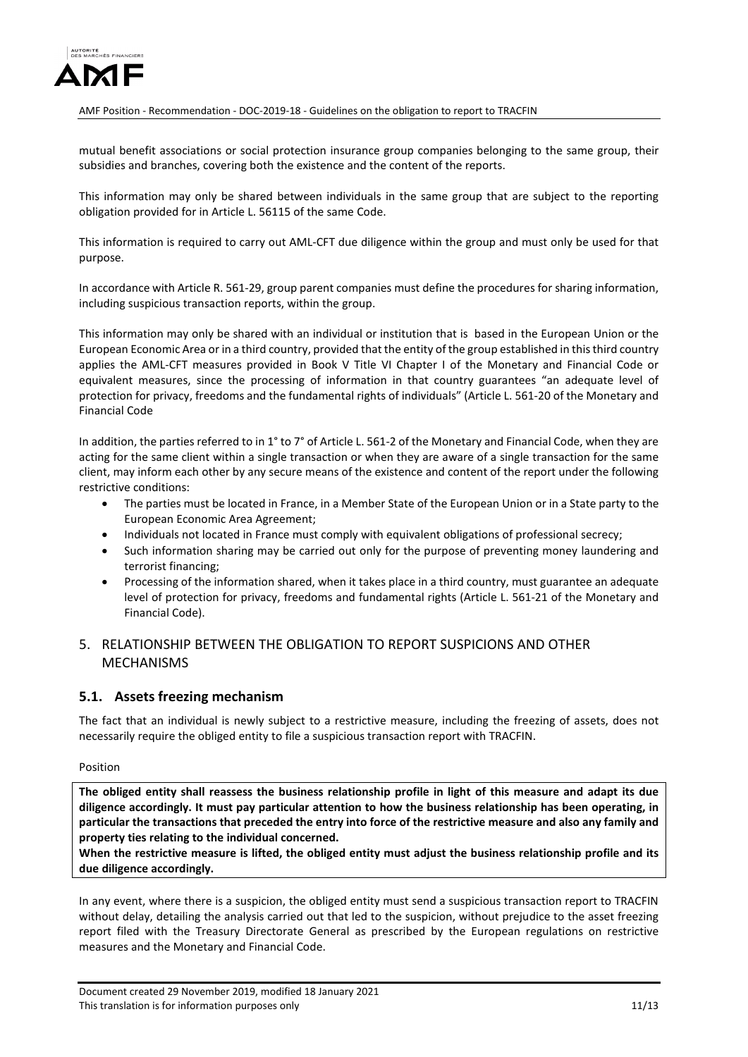mutual benefit associations or social protection insurance group companies belonging to the same group, their subsidies and branches, covering both the existence and the content of the reports.

This information may only be shared between individuals in the same group that are subject to the reporting obligation provided for in Article L. 56115 of the same Code.

This information is required to carry out AML-CFT due diligence within the group and must only be used for that purpose.

In accordance with Article R. 561-29, group parent companies must define the procedures for sharing information, including suspicious transaction reports, within the group.

This information may only be shared with an individual or institution that is based in the European Union or the European Economic Area or in a third country, provided that the entity of the group established in this third country applies the AML-CFT measures provided in Book V Title VI Chapter I of the Monetary and Financial Code or equivalent measures, since the processing of information in that country guarantees "an adequate level of protection for privacy, freedoms and the fundamental rights of individuals" (Article L. 561-20 of the Monetary and Financial Code

In addition, the parties referred to in 1° to 7° of Article L. 561-2 of the Monetary and Financial Code, when they are acting for the same client within a single transaction or when they are aware of a single transaction for the same client, may inform each other by any secure means of the existence and content of the report under the following restrictive conditions:

- The parties must be located in France, in a Member State of the European Union or in a State party to the European Economic Area Agreement;
- Individuals not located in France must comply with equivalent obligations of professional secrecy;
- Such information sharing may be carried out only for the purpose of preventing money laundering and terrorist financing;
- Processing of the information shared, when it takes place in a third country, must guarantee an adequate level of protection for privacy, freedoms and fundamental rights (Article L. 561-21 of the Monetary and Financial Code).

## 5. RELATIONSHIP BETWEEN THE OBLIGATION TO REPORT SUSPICIONS AND OTHER MECHANISMS

### 5.1. Assets freezing mechanism

The fact that an individual is newly subject to a restrictive measure, including the freezing of assets, does not necessarily require the obliged entity to file a suspicious transaction report with TRACFIN.

Position

**The obliged entity shall reassess the business relationship profile in light of this measure and adapt its due diligence accordingly. It must pay particular attention to how the business relationship has been operating, in particular the transactions that preceded the entry into force of the restrictive measure and also any family and property ties relating to the individual concerned.**

**When the restrictive measure is lifted, the obliged entity must adjust the business relationship profile and its due diligence accordingly.**

In any event, where there is a suspicion, the obliged entity must send a suspicious transaction report to TRACFIN without delay, detailing the analysis carried out that led to the suspicion, without prejudice to the asset freezing report filed with the Treasury Directorate General as prescribed by the European regulations on restrictive measures and the Monetary and Financial Code.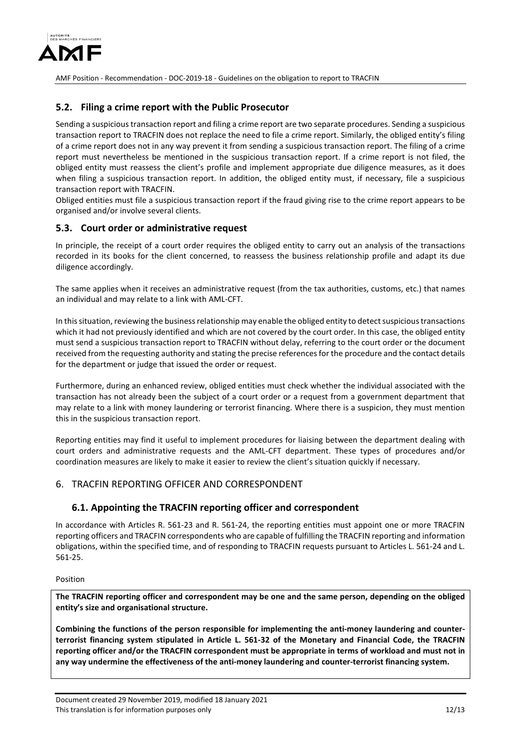### 5.2. Filing a crime report with the Public Prosecutor

Sending a suspicious transaction report and filing a crime report are two separate procedures. Sending a suspicious transaction report to TRACFIN does not replace the need to file a crime report. Similarly, the obliged entity's filing of a crime report does not in any way prevent it from sending a suspicious transaction report. The filing of a crime report must nevertheless be mentioned in the suspicious transaction report. If a crime report is not filed, the obliged entity must reassess the client's profile and implement appropriate due diligence measures, as it does when filing a suspicious transaction report. In addition, the obliged entity must, if necessary, file a suspicious transaction report with TRACFIN.

Obliged entities must file a suspicious transaction report if the fraud giving rise to the crime report appears to be organised and/or involve several clients.

### 5.3. Court order or administrative request

In principle, the receipt of a court order requires the obliged entity to carry out an analysis of the transactions recorded in its books for the client concerned, to reassess the business relationship profile and adapt its due diligence accordingly.

The same applies when it receives an administrative request (from the tax authorities, customs, etc.) that names an individual and may relate to a link with AML-CFT.

In this situation, reviewing the business relationship may enable the obliged entity to detect suspicious transactions which it had not previously identified and which are not covered by the court order. In this case, the obliged entity must send a suspicious transaction report to TRACFIN without delay, referring to the court order or the document received from the requesting authority and stating the precise references for the procedure and the contact details for the department or judge that issued the order or request.

Furthermore, during an enhanced review, obliged entities must check whether the individual associated with the transaction has not already been the subject of a court order or a request from a government department that may relate to a link with money laundering or terrorist financing. Where there is a suspicion, they must mention this in the suspicious transaction report.

Reporting entities may find it useful to implement procedures for liaising between the department dealing with court orders and administrative requests and the AML-CFT department. These types of procedures and/or coordination measures are likely to make it easier to review the client's situation quickly if necessary.

## 6. TRACFIN REPORTING OFFICER AND CORRESPONDENT

### 6.1. Appointing the TRACFIN reporting officer and correspondent

In accordance with Articles R. 561-23 and R. 561-24, the reporting entities must appoint one or more TRACFIN reporting officers and TRACFIN correspondents who are capable of fulfilling the TRACFIN reporting and information obligations, within the specified time, and of responding to TRACFIN requests pursuant to Articles L. 561-24 and L. 561-25.

Position

**The TRACFIN reporting officer and correspondent may be one and the same person, depending on the obliged entity's size and organisational structure.**

**Combining the functions of the person responsible for implementing the anti-money laundering and counter-terrorist financing system stipulated in Article L. 561-32 of the Monetary and Financial Code, the TRACFIN reporting officer and/or the TRACFIN correspondent must be appropriate in terms of workload and must not in any way undermine the effectiveness of the anti-money laundering and counter-terrorist financing system.**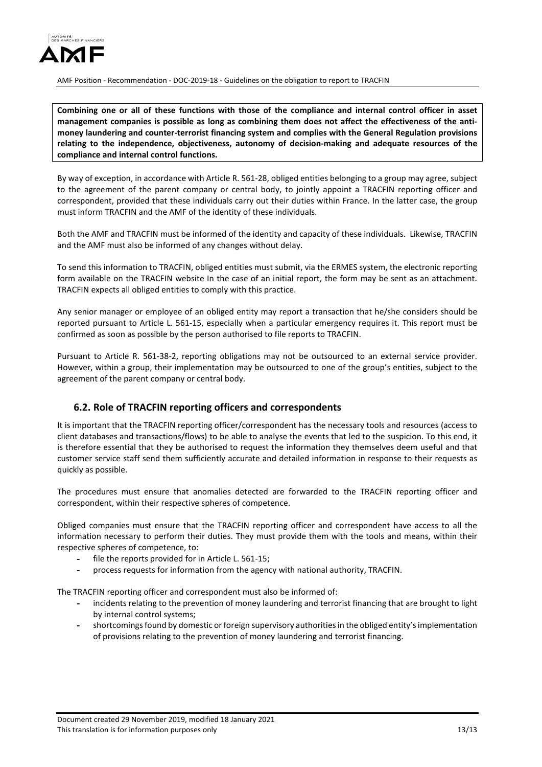**Combining one or all of these functions with those of the compliance and internal control officer in asset management companies is possible as long as combining them does not affect the effectiveness of the anti-money laundering and counter-terrorist financing system and complies with the General Regulation provisions relating to the independence, objectiveness, autonomy of decision-making and adequate resources of the compliance and internal control functions.**

By way of exception, in accordance with Article R. 561-28, obliged entities belonging to a group may agree, subject to the agreement of the parent company or central body, to jointly appoint a TRACFIN reporting officer and correspondent, provided that these individuals carry out their duties within France. In the latter case, the group must inform TRACFIN and the AMF of the identity of these individuals.

Both the AMF and TRACFIN must be informed of the identity and capacity of these individuals. Likewise, TRACFIN and the AMF must also be informed of any changes without delay.

To send this information to TRACFIN, obliged entities must submit, via the ERMES system, the electronic reporting form available on the TRACFIN website In the case of an initial report, the form may be sent as an attachment. TRACFIN expects all obliged entities to comply with this practice.

Any senior manager or employee of an obliged entity may report a transaction that he/she considers should be reported pursuant to Article L. 561-15, especially when a particular emergency requires it. This report must be confirmed as soon as possible by the person authorised to file reports to TRACFIN.

Pursuant to Article R. 561-38-2, reporting obligations may not be outsourced to an external service provider. However, within a group, their implementation may be outsourced to one of the group's entities, subject to the agreement of the parent company or central body.

## 6.2. Role of TRACFIN reporting officers and correspondents

It is important that the TRACFIN reporting officer/correspondent has the necessary tools and resources (access to client databases and transactions/flows) to be able to analyse the events that led to the suspicion. To this end, it is therefore essential that they be authorised to request the information they themselves deem useful and that customer service staff send them sufficiently accurate and detailed information in response to their requests as quickly as possible.

The procedures must ensure that anomalies detected are forwarded to the TRACFIN reporting officer and correspondent, within their respective spheres of competence.

Obliged companies must ensure that the TRACFIN reporting officer and correspondent have access to all the information necessary to perform their duties. They must provide them with the tools and means, within their respective spheres of competence, to:

- file the reports provided for in Article L. 561-15;
- process requests for information from the agency with national authority, TRACFIN.

The TRACFIN reporting officer and correspondent must also be informed of:

- incidents relating to the prevention of money laundering and terrorist financing that are brought to light by internal control systems;
- shortcomings found by domestic or foreign supervisory authorities in the obliged entity's implementation of provisions relating to the prevention of money laundering and terrorist financing.